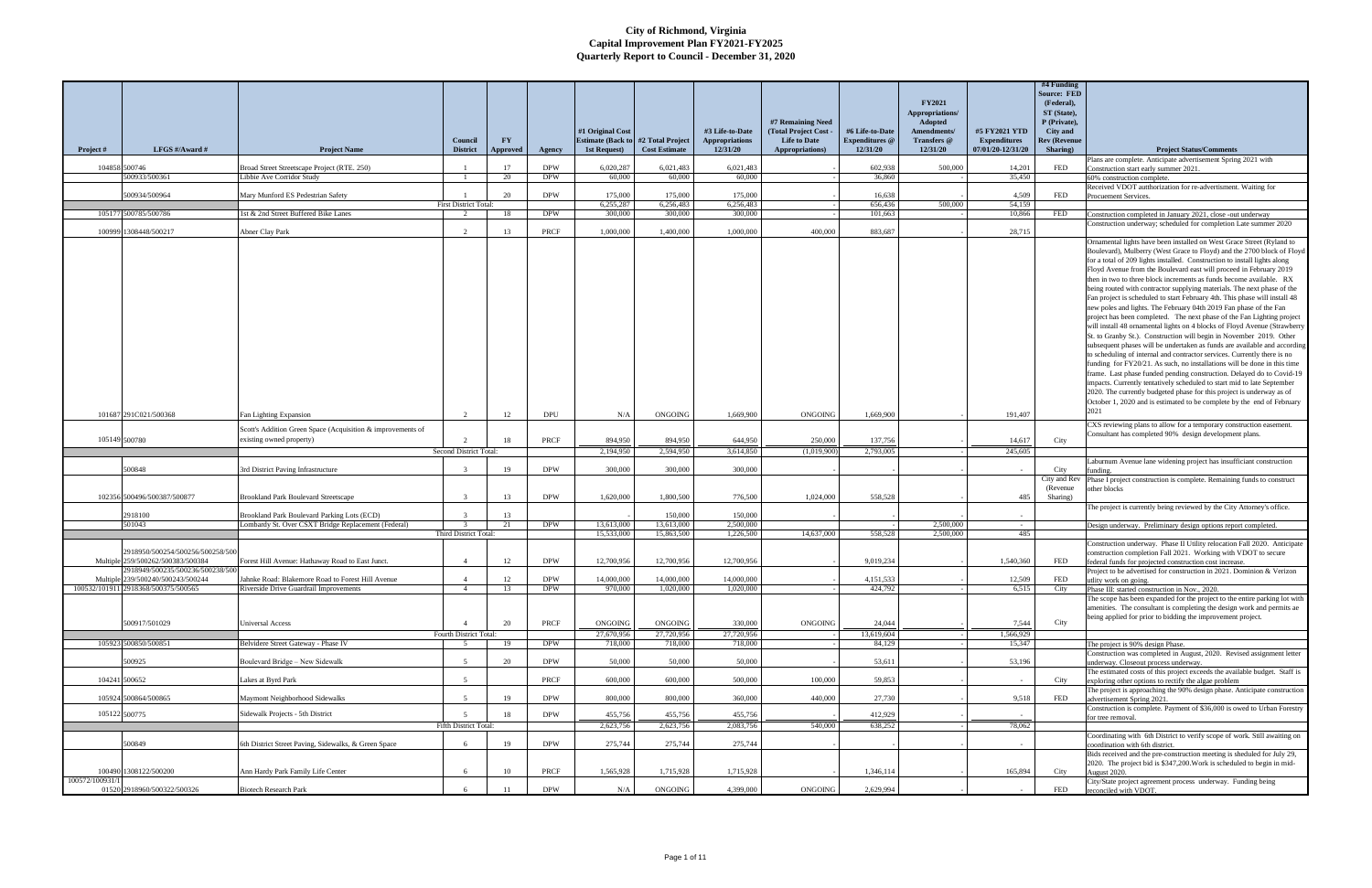# City of Richmond, Virginia
## Capital Improvement Plan FY2021-FY2025
## Quarterly Report to Council - December 31, 2020

| Project # | LFGS #/Award # | Project Name | Council District | FY Approved | Agency | #1 Original Cost Estimate (Back to 1st Request) | #2 Total Project Cost Estimate | #3 Life-to-Date Appropriations 12/31/20 | #7 Remaining Need (Total Project Cost - Life to Date Appropriations) | #6 Life-to-Date Expenditures @ 12/31/20 | FY2021 Appropriations/ Adopted Amendments/ Transfers @ 12/31/20 | #5 FY2021 YTD Expenditures 07/01/20-12/31/20 | #4 Funding Source: FED (Federal), ST (State), P (Private), City and Rev (Revenue Sharing) | Project Status/Comments |
|---|---|---|---|---|---|---|---|---|---|---|---|---|---|---|
| 104858 | 500746 | Broad Street Streetscape Project (RTE. 250) | 1 | 17 | DPW | 6,020,287 | 6,021,483 | 6,021,483 | - | 602,938 | 500,000 | 14,201 | FED | Plans are complete. Anticipate advertisement Spring 2021 with Construction start early summer 2021. |
| | 500933/500361 | Libbie Ave Corridor Study | 1 | 20 | DPW | 60,000 | 60,000 | 60,000 | - | 36,860 | | 35,450 | | 60% construction complete. |
| | 500934/500964 | Mary Munford ES Pedestrian Safety | 1 | 20 | DPW | 175,000 | 175,000 | 175,000 | - | 16,638 | | 4,509 | FED | Received VDOT authorization for re-advertisement. Waiting for Procurement Services. |
| | | | First District Total: | | | 6,255,287 | 6,256,483 | 6,256,483 | - | 656,436 | 500,000 | 54,159 | | |
| 105177 | 500785/500786 | 1st & 2nd Street Buffered Bike Lanes | 2 | 18 | DPW | 300,000 | 300,000 | 300,000 | - | 101,663 | - | 10,866 | FED | Construction completed in January 2021, close -out underway |
| 100999 | 1308448/500217 | Abner Clay Park | 2 | 13 | PRCF | 1,000,000 | 1,400,000 | 1,000,000 | 400,000 | 883,687 | | 28,715 | | Construction underway; scheduled for completion Late summer 2020 |
| 101687 | 291C021/500368 | Fan Lighting Expansion | 2 | 12 | DPU | N/A | ONGOING | 1,669,900 | ONGOING | 1,669,900 | | 191,407 | | Ornamental lights have been installed on West Grace Street (Ryland to Boulevard), Mulberry (West Grace to Floyd) and the 2700 block of Floyd for a total of 209 lights installed. Construction to install lights along Floyd Avenue from the Boulevard east will proceed in February 2019 then in two to three block increments as funds become available. RX being routed with contractor supplying materials. The next phase of the Fan project is scheduled to start February 4th. This phase will install 48 new poles and lights. The February 04th 2019 Fan phase of the Fan project has been completed. The next phase of the Fan Lighting project will install 48 ornamental lights on 4 blocks of Floyd Avenue (Strawberry St. to Granby St.). Construction will begin in November 2019. Other subsequent phases will be undertaken as funds are available and according to scheduling of internal and contractor services. Currently there is no funding for FY20/21. As such, no installations will be done in this time frame. Last phase funded pending construction. Delayed do to Covid-19 impacts. Currently tentatively scheduled to start mid to late September 2020. The currently budgeted phase for this project is underway as of October 1, 2020 and is estimated to be complete by the end of February 2021 |
| 105149 | 500780 | Scott's Addition Green Space (Acquisition & improvements of existing owned property) | 2 | 18 | PRCF | 894,950 | 894,950 | 644,950 | 250,000 | 137,756 | | 14,617 | City | CXS reviewing plans to allow for a temporary construction easement. Consultant has completed 90% design development plans. |
| | | | Second District Total: | | | 2,194,950 | 2,594,950 | 3,614,850 | (1,019,900) | 2,793,005 | - | 245,605 | | |
| | 500848 | 3rd District Paving Infrastructure | 3 | 19 | DPW | 300,000 | 300,000 | 300,000 | - | - | | - | City | Laburnum Avenue lane widening project has insufficient construction funding. |
| 102356 | 500496/500387/500877 | Brookland Park Boulevard Streetscape | 3 | 13 | DPW | 1,620,000 | 1,800,500 | 776,500 | 1,024,000 | 558,528 | | 485 | City and Rev (Revenue Sharing) | Phase I project construction is complete. Remaining funds to construct other blocks |
| | 2918100 | Brookland Park Boulevard Parking Lots (ECD) | 3 | 13 | | - | 150,000 | 150,000 | - | - | | - | | The project is currently being reviewed by the City Attorney's office. |
| | 501043 | Lombardy St. Over CSXT Bridge Replacement (Federal) | 3 | 21 | DPW | 13,613,000 | 13,613,000 | 2,500,000 | - | - | 2,500,000 | - | | Design underway. Preliminary design options report completed. |
| | | | Third District Total: | | | 15,533,000 | 15,863,500 | 1,226,500 | 14,637,000 | 558,528 | 2,500,000 | 485 | | |
| Multiple | 2918950/500254/500256/500258/500259/500262/500383/500384 | Forest Hill Avenue: Hathaway Road to East Junct. | 4 | 12 | DPW | 12,700,956 | 12,700,956 | 12,700,956 | - | 9,019,234 | | 1,540,360 | FED | Construction underway. Phase II Utility relocation Fall 2020. Anticipate construction completion Fall 2021. Working with VDOT to secure federal funds for projected construction cost increase. |
| Multiple | 2918949/500235/500236/500238/500239/500240/500243/500244 | Jahnke Road: Blakemore Road to Forest Hill Avenue | 4 | 12 | DPW | 14,000,000 | 14,000,000 | 14,000,000 | - | 4,151,533 | | 12,509 | FED | Project to be advertised for construction in 2021. Dominion & Verizon utility work on going. |
| 100532/101911 | 2918368/500375/500565 | Riverside Drive Guardrail Improvements | 4 | 13 | DPW | 970,000 | 1,020,000 | 1,020,000 | - | 424,792 | | 6,515 | City | Phase III: started construction in Nov., 2020. |
| | 500917/501029 | Universal Access | 4 | 20 | PRCF | ONGOING | ONGOING | 330,000 | ONGOING | 24,044 | | 7,544 | City | The scope has been expanded for the project to the entire parking lot with amenities. The consultant is completing the design work and permits are being applied for prior to bidding the improvement project. |
| | | | Fourth District Total: | | | 27,670,956 | 27,720,956 | 27,720,956 | - | 13,619,604 | - | 1,566,929 | | |
| 105923 | 500850/500851 | Belvidere Street Gateway - Phase IV | 5 | 19 | DPW | 718,000 | 718,000 | 718,000 | - | 84,129 | - | 15,347 | | The project is 90% design Phase. |
| | 500925 | Boulevard Bridge – New Sidewalk | 5 | 20 | DPW | 50,000 | 50,000 | 50,000 | | 53,616 | | 53,196 | | Construction was completed in August, 2020. Revised assignment letter underway. Closeout process underway. |
| 104241 | 500652 | Lakes at Byrd Park | 5 | | PRCF | 600,000 | 600,000 | 500,000 | 100,000 | 59,853 | | - | City | The estimated costs of this project exceeds the available budget. Staff is exploring other options to rectify the algae problem |
| 105924 | 500864/500865 | Maymont Neighborhood Sidewalks | 5 | 19 | DPW | 800,000 | 800,000 | 360,000 | 440,000 | 27,730 | | 9,518 | FED | The project is approaching the 90% design phase. Anticipate construction advertisement Spring 2021. |
| 105122 | 500775 | Sidewalk Projects - 5th District | 5 | 18 | DPW | 455,756 | 455,756 | 455,756 | - | 412,929 | | - | | Construction is complete. Payment of $36,000 is owed to Urban Forestry for tree removal. |
| | | | Fifth District Total: | | | 2,623,756 | 2,623,756 | 2,083,756 | 540,000 | 638,252 | - | 78,062 | | |
| | 500849 | 6th District Street Paving, Sidewalks, & Green Space | 6 | 19 | DPW | 275,744 | 275,744 | 275,744 | | - | | - | | Coordinating with 6th District to verify scope of work. Still awaiting on coordination with 6th district. |
| 100490 | 1308122/500200 | Ann Hardy Park Family Life Center | 6 | 10 | PRCF | 1,565,928 | 1,715,928 | 1,715,928 | - | 1,346,114 | | 165,894 | City | Bids received and the pre-construction meeting is sheduled for July 29, 2020. The project bid is $347,200.Work is scheduled to begin in mid-August 2020. |
| 100572/100931/101520 | 2918960/500322/500326 | Biotech Research Park | 6 | 11 | DPW | N/A | ONGOING | 4,399,000 | ONGOING | 2,629,994 | | - | FED | City/State project agreement process underway. Funding being reconciled with VDOT. |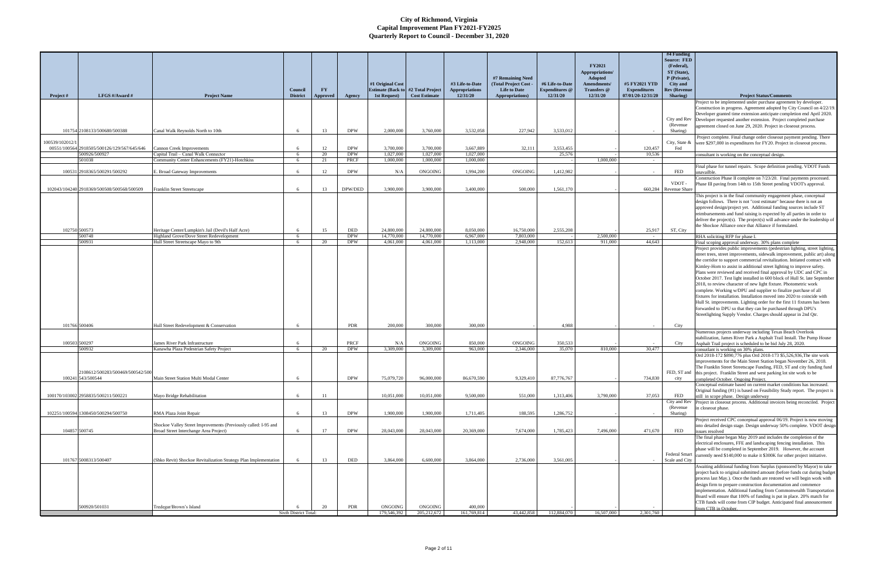# City of Richmond, Virginia
## Capital Improvement Plan FY2021-FY2025
### Quarterly Report to Council - December 31, 2020

| Project # | LFGS #/Award # | Project Name | Council District | FY Approved | Agency | #1 Original Cost Estimate (Back to 1st Request) | #2 Total Project Cost Estimate | #3 Life-to-Date Appropriations 12/31/20 | #7 Remaining Need (Total Project Cost - Life to Date Appropriations) | #6 Life-to-Date Expenditures @ 12/31/20 | FY2021 Appropriations/ Adopted Amendments/ Transfers @ 12/31/20 | #5 FY2021 YTD Expenditures 07/01/20-12/31/20 | #4 Funding Source: FED (Federal), ST (State), P (Private), City and Rev (Revenue Sharing) | Project Status/Comments |
|---|---|---|---|---|---|---|---|---|---|---|---|---|---|---|
| 101754 | 2108133/500680/500388 | Canal Walk Reynolds North to 10th | 6 | 13 | DPW | 2,000,000 | 3,760,000 | 3,532,058 | 227,942 | 3,533,012 | - | - | City and Rev (Revenue Sharing) | Project to be implemented under purchase agreement by developer. Construction in progress. Agreement adopted by City Council on 4/22/19. Developer granted time extension anticipate completion end April 2020. Developer requested another extension. Project completed purchase agreement closed on June 29, 2020. Project in closeout process. |
| 100539/102012/100551/100564 | 2918505/500126/129/567/645/646 | Cannon Creek Improvements | 6 | 12 | DPW | 3,700,000 | 3,700,000 | 3,667,889 | 32,111 | 3,553,455 | - | 120,457 | City, State & Fed | Project complete. Final change order closeout payment pending. There were $297,000 in expenditures for FY20. Project in closeout process. |
| | 500926/500927 | Capital Trail – Canal Walk Connector | 6 | 20 | DPW | 1,027,000 | 1,027,000 | 1,027,000 | | 25,576 | - | 10,536 | | consultant is working on the conceptual design. |
| | 501038 | Community Center Enhancements (FY21)-Hotchkiss | 6 | 21 | PRCF | 1,000,000 | 1,000,000 | 1,000,000 | | - | 1,000,000 | - | | |
| 100531 | 2918365/500291/500292 | E. Broad Gateway Improvements | 6 | 12 | DPW | N/A | ONGOING | 1,994,200 | ONGOING | 1,412,982 | - | - | FED | Final phase for tunnel repairs. Scope definition pending. VDOT Funds unavailble. |
| 102043/104240 | 2918369/500508/500568/500509 | Franklin Street Streetscape | 6 | 13 | DPW/DED | 3,900,000 | 3,900,000 | 3,400,000 | 500,000 | 1,561,170 | - | 660,284 | VDOT - Revenue Share | Construction Phase II complete on 7/23/20. Final payments processed. Phase III paving from 14th to 15th Street pending VDOT's approval. |
| 102750 | 500573 | Heritage Center/Lumpkin's Jail (Devil's Half Acre) | 6 | 15 | DED | 24,800,000 | 24,800,000 | 8,050,000 | 16,750,000 | 2,555,208 | - | 25,917 | ST, City | This project is in the final community engagement phase, conceptual design follows. There is not "cost estimate" because there is not an approved design/project yet. Additional funding sources include ST reimbursements and fund raising is expected by all parties in order to deliver the project(s). The project(s) will advance under the leadership of the Shockoe Alliance once that Alliance if formulated. |
| | 500748 | Highland Grove/Dove Street Redevelopment | 6 | | DPW | 14,770,000 | 14,770,000 | 6,967,000 | 7,803,000 | - | 2,500,000 | - | | RHA soliciting RFP for phase I. |
| | 500931 | Hull Street Streetscape Mayo to 9th | 6 | 20 | DPW | 4,061,000 | 4,061,000 | 1,113,000 | 2,948,000 | 152,613 | 911,000 | 44,643 | | Final scoping approval underway. 30% plans complete |
| 101766 | 500406 | Hull Street Redevelopment & Conservation | 6 | | PDR | 200,000 | 300,000 | 300,000 | - | 4,988 | - | - | City | Project provides public improvements (pedestrian lighting, street lighting, street trees, street improvements, sidewalk improvement, public art) along the corridor to support commercial revitalization. Initiated contract with Kimley-Horn to assist in additional street lighting to improve safety. Plans were reviewed and received final approval by UDC and CPC in October 2017. Test light installed in 600 block of Hull St. late September 2018, to review character of new light fixture. Photometric work complete. Working w/DPU and supplier to finalize purchase of all fixtures for installation. Installation moved into 2020 to coincide with Hull St. improvements. Lighting order for the first 11 fixtures has been forwarded to DPU so that they can be purchased through DPU's Streetlighting Supply Vendor. Charges should appear in 2nd Qtr. |
| 100503 | 500297 | James River Park Infrastructure | 6 | | PRCF | N/A | ONGOING | 850,000 | ONGOING | 350,533 | - | - | City | Numerous projects underway including Texas Beach Overlook stabilization, James River Park a Asphalt Trail Install. The Pump House Asphalt Trail project is scheduled to be bid July 28, 2020. |
| | 500932 | Kanawha Plaza Pedestrian Safety Project | 6 | 20 | DPW | 3,309,000 | 3,309,000 | 963,000 | 2,346,000 | 35,070 | 810,000 | 30,477 | | consultant is working on 30% plans. |
| 100241 | 2108612/500283/500469/500542/500543/500544 | Main Street Station Multi Modal Center | 6 | | DPW | 75,079,720 | 96,000,000 | 86,670,590 | 9,329,410 | 87,776,767 | - | 734,830 | FED, ST and city | Ord 2018-172 $890,776 plus Ord 2018-173 $5,526,936,The site work improvements for the Main Street Station began November 26, 2018. The Franklin Street Streetscape Funding, FED, ST and city funding fund this project. Franklin Street and west parking lot site work to be completed October. Ongoing Project. |
| 100170/103002 | 2958835/500211/500221 | Mayo Bridge Rehabilitation | 6 | 11 | | 10,051,000 | 10,051,000 | 9,500,000 | 551,000 | 1,313,406 | 3,790,000 | 37,053 | FED | Conceptual estimate based on current market conditions has increased. Original funding (#1) is based on Feasibility Study report. The project is still in scope phase. Design underway |
| 102251/100594 | 1308450/500294/500750 | RMA Plaza Joint Repair | 6 | 13 | DPW | 1,900,000 | 1,900,000 | 1,711,405 | 188,595 | 1,286,752 | - | - | City and Rev (Revenue Sharing) | Project in closeout phase. Additional invoices being reconciled. Project in closeout phase. |
| 104857 | 500745 | Shockoe Valley Street Improvements (Previously called: I-95 and Broad Street Interchange Area Project) | 6 | 17 | DPW | 28,043,000 | 28,043,000 | 20,369,000 | 7,674,000 | 1,785,423 | 7,496,000 | 471,670 | FED | Project received CPC conceptual approval 06/19. Project is now moving into detailed design stage. Design underway 50% complete. VDOT design issues resolved |
| 101767 | 5008313/500407 | (Shko Revit) Shockoe Revitalization Strategy Plan Implementation | 6 | 13 | DED | 3,864,000 | 6,600,000 | 3,864,000 | 2,736,000 | 3,561,005 | - | - | Federal Smart Scale and City | The final phase began May 2019 and includes the completion of the electrical enclosures, FFE and landscaping fencing installation. This phase will be completed in September 2019. However, the account currently need $140,000 to make it $300K for other project initiative. |
| | 500920/501031 | Tredegar/Brown's Island | 6 | 20 | PDR | ONGOING | ONGOING | 400,000 | | - | - | - | | Awaiting additional funding from Surplus (sponsored by Mayor) to take project back to original submitted amount (before funds cut during budget process last May.). Once the funds are restored we will begin work with design firm to prepare construction documentation and commence implementation. Additional funding from Commonwealth Transportation Board will ensure that 100% of funding is put in place. 20% match for CTB funds will come from CIP budget. Anticipated final announcement from CTB in October. |
| | | | Sixth District Total: | | | 179,546,392 | 205,212,672 | 161,769,814 | 43,442,858 | 112,884,070 | 16,507,000 | 2,301,760 | | |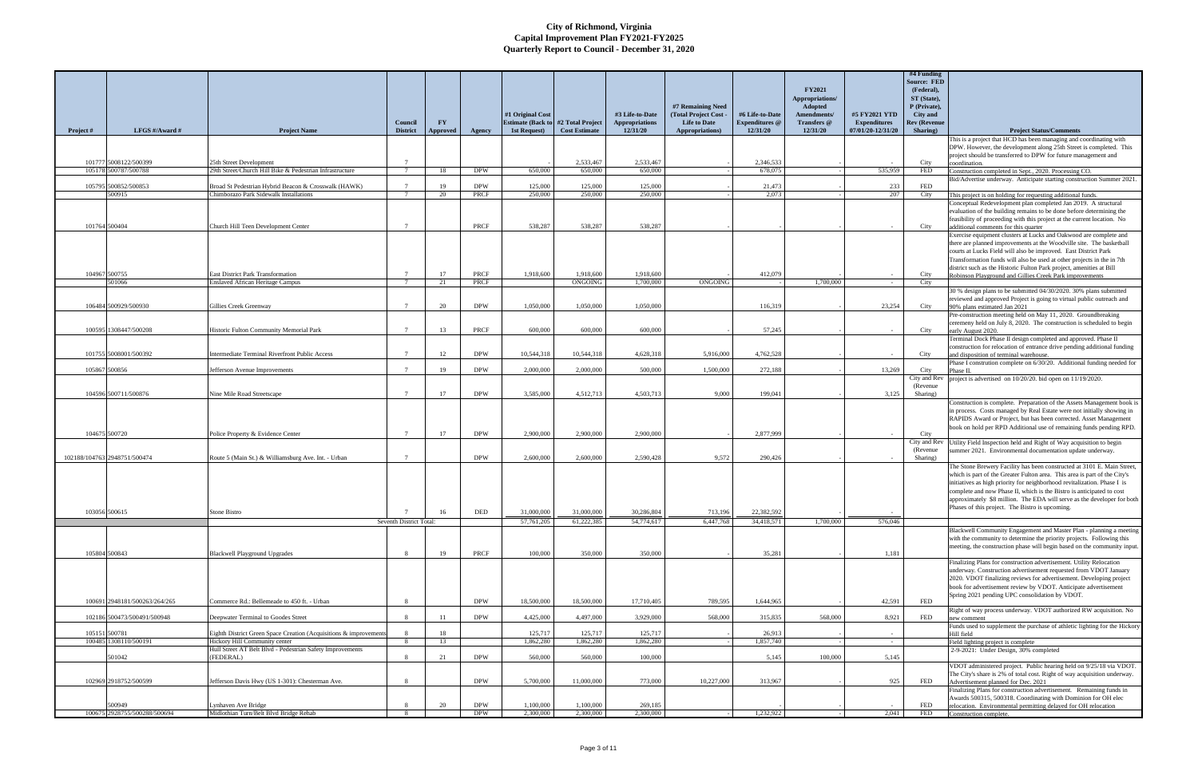# City of Richmond, Virginia
## Capital Improvement Plan FY2021-FY2025
## Quarterly Report to Council - December 31, 2020

| Project # | LFGS #/Award # | Project Name | Council District | FY Approved | Agency | #1 Original Cost Estimate (Back to 1st Request) | #2 Total Project Cost Estimate | #3 Life-to-Date Appropriations 12/31/20 | #7 Remaining Need (Total Project Cost - Life to Date Appropriations) | #6 Life-to-Date Expenditures @ 12/31/20 | FY2021 Appropriations/ Adopted Amendments/ Transfers @ 12/31/20 | #5 FY2021 YTD Expenditures 07/01/20-12/31/20 | #4 Funding Source: FED (Federal), ST (State), P (Private), City and Rev (Revenue Sharing) | Project Status/Comments |
|---|---|---|---|---|---|---|---|---|---|---|---|---|---|---|
| 101777 | 5008122/500399 | 25th Street Development | 7 | | | - | 2,533,467 | 2,533,467 | | 2,346,533 | | - | City | This is a project that HCD has been managing and coordinating with DPW. However, the development along 25th Street is completed. This project should be transferred to DPW for future management and coordination. |
| 105178 | 500787/500788 | 29th Street/Church Hill Bike & Pedestrian Infrastructure | 7 | 18 | DPW | 650,000 | 650,000 | 650,000 | - | 678,075 | - | 535,959 | FED | Construction completed in Sept., 2020. Processing CO. |
| 105795 | 500852/500853 | Broad St Pedestrian Hybrid Beacon & Crosswalk (HAWK) | 7 | 19 | DPW | 125,000 | 125,000 | 125,000 | - | 21,473 | - | 233 | FED | Bid/Advertise underway. Anticipate starting construction Summer 2021. |
| | 500915 | Chimborazo Park Sidewalk Installations | 7 | 20 | PRCF | 250,000 | 250,000 | 250,000 | - | 2,073 | - | 207 | City | This project is on holding for requesting additional funds. |
| 101764 | 500404 | Church Hill Teen Development Center | 7 | | PRCF | 538,287 | 538,287 | 538,287 | | - | | - | City | Conceptual Redevelopment plan completed Jan 2019. A structural evaluation of the building remains to be done before determining the feasibility of proceeding with this project at the current location. No additional comments for this quarter |
| 104967 | 500755 | East District Park Transformation | 7 | 17 | PRCF | 1,918,600 | 1,918,600 | 1,918,600 | | 412,079 | | - | City | Exercise equipment clusters at Lucks and Oakwood are complete and there are planned improvements at the Woodville site. The basketball courts at Lucks Field will also be improved. East District Park Transformation funds will also be used at other projects in the in 7th district such as the Historic Fulton Park project, amenities at Bill Robinson Playground and Gillies Creek Park improvements |
| | 501066 | Enslaved African Heritage Campus | 7 | 21 | PRCF | | ONGOING | 1,700,000 | ONGOING | - | 1,700,000 | - | City | |
| 106484 | 500929/500930 | Gillies Creek Greenway | 7 | 20 | DPW | 1,050,000 | 1,050,000 | 1,050,000 | | 116,319 | | 23,254 | City | 30 % design plans to be submitted 04/30/2020. 30% plans submitted reviewed and approved Project is going to virtual public outreach and 90% plans estimated Jan 2021 |
| 100595 | 1308447/500208 | Historic Fulton Community Memorial Park | 7 | 13 | PRCF | 600,000 | 600,000 | 600,000 | | 57,245 | | - | City | Pre-construction meeting held on May 11, 2020. Groundbreaking ceremeny held on July 8, 2020. The construction is scheduled to begin early August 2020. |
| 101755 | 5008001/500392 | Intermediate Terminal Riverfront Public Access | 7 | 12 | DPW | 10,544,318 | 10,544,318 | 4,628,318 | 5,916,000 | 4,762,528 | | - | City | Terminal Dock Phase II design completed and approved. Phase II construction for relocation of entrance drive pending additional funding and disposition of terminal warehouse. |
| 105867 | 500856 | Jefferson Avenue Improvements | 7 | 19 | DPW | 2,000,000 | 2,000,000 | 500,000 | 1,500,000 | 272,188 | | 13,269 | City | Phase I construction complete on 6/30/20. Additional funding needed for Phase II. |
| 104596 | 500711/500876 | Nine Mile Road Streetscape | 7 | 17 | DPW | 3,585,000 | 4,512,713 | 4,503,713 | 9,000 | 199,041 | | 3,125 | City and Rev (Revenue Sharing) | project is advertised on 10/20/20. bid open on 11/19/2020. |
| 104675 | 500720 | Police Property & Evidence Center | 7 | 17 | DPW | 2,900,000 | 2,900,000 | 2,900,000 | | 2,877,999 | | - | City | Construction is complete. Preparation of the Assets Management book is in process. Costs managed by Real Estate were not initially showing in RAPIDS Award or Project, but has been corrected. Asset Management book on hold per RPD Additional use of remaining funds pending RPD. |
| 102188/104763 | 2948751/500474 | Route 5 (Main St.) & Williamsburg Ave. Int. - Urban | 7 | | DPW | 2,600,000 | 2,600,000 | 2,590,428 | 9,572 | 290,426 | | - | City and Rev (Revenue Sharing) | Utility Field Inspection held and Right of Way acquisition to begin summer 2021. Environmental documentation update underway. |
| 103056 | 500615 | Stone Bistro | 7 | 16 | DED | 31,000,000 | 31,000,000 | 30,286,804 | 713,196 | 22,382,592 | | - | | The Stone Brewery Facility has been constructed at 3101 E. Main Street, which is part of the Greater Fulton area. This area is part of the City's initiatives as high priority for neighborhood revitalization. Phase I is complete and now Phase II, which is the Bistro is anticipated to cost approximately $8 million. The EDA will serve as the developer for both Phases of this project. The Bistro is upcoming. |
| | | | Seventh District Total: | | | 57,761,205 | 61,222,385 | 54,774,617 | 6,447,768 | 34,418,571 | 1,700,000 | 576,046 | | |
| 105804 | 500843 | Blackwell Playground Upgrades | 8 | 19 | PRCF | 100,000 | 350,000 | 350,000 | | 35,281 | | 1,181 | | Blackwell Community Engagement and Master Plan - planning a meeting with the community to determine the priority projects. Following this meeting, the construction phase will begin based on the community input. |
| 100691 | 2948181/500263/264/265 | Commerce Rd.: Bellemeade to 450 ft. - Urban | 8 | | DPW | 18,500,000 | 18,500,000 | 17,710,405 | 789,595 | 1,644,965 | | 42,591 | FED | Finalizing Plans for construction advertisement. Utility Relocation underway. Construction advertisement requested from VDOT January 2020. VDOT finalizing reviews for advertisement. Developing project book for advertisement review by VDOT. Anticipate advertisement Spring 2021 pending UPC consolidation by VDOT. |
| 102186 | 500473/500491/500948 | Deepwater Terminal to Goodes Street | 8 | 11 | DPW | 4,425,000 | 4,497,000 | 3,929,000 | 568,000 | 315,835 | 568,000 | 8,921 | FED | Right of way process underway. VDOT authorized RW acquisition. No new comment |
| 105151 | 500781 | Eighth District Green Space Creation (Acquisitions & improvements | 8 | 18 | | 125,717 | 125,717 | 125,717 | | 26,913 | | - | | Funds used to supplement the purchase of athletic lighting for the Hickory Hill field |
| 100485 | 1308110/500191 | Hickory Hill Community center | 8 | 13 | | 1,862,280 | 1,862,280 | 1,862,280 | - | 1,857,740 | - | - | | Field lighting project is complete |
| | 501042 | Hull Street AT Belt Blvd - Pedestrian Safety Improvements (FEDERAL) | 8 | 21 | DPW | 560,000 | 560,000 | 100,000 | | 5,145 | 100,000 | 5,145 | | 2-9-2021: Under Design, 30% completed |
| 102969 | 2918752/500599 | Jefferson Davis Hwy (US 1-301): Chesterman Ave. | 8 | | DPW | 5,700,000 | 11,000,000 | 773,000 | 10,227,000 | 313,967 | | 925 | FED | VDOT administered project. Public hearing held on 9/25/18 via VDOT. The City's share is 2% of total cost. Right of way acquisition underway. Advertisement planned for Dec. 2021 |
| | 500949 | Lynhaven Ave Bridge | 8 | 20 | DPW | 1,100,000 | 1,100,000 | 269,185 | | - | | - | FED | Finalizing Plans for construction advertisement. Remaining funds in Awards 500315, 500318. Coordinating with Dominion for OH elec relocation. Environmental permitting delayed for OH relocation |
| 100675 | 2928755/500288/500694 | Midlothian Turn/Belt Blvd Bridge Rehab | 8 | | DPW | 2,300,000 | 2,300,000 | 2,300,000 | - | 1,232,922 | - | 2,041 | FED | Construction complete. |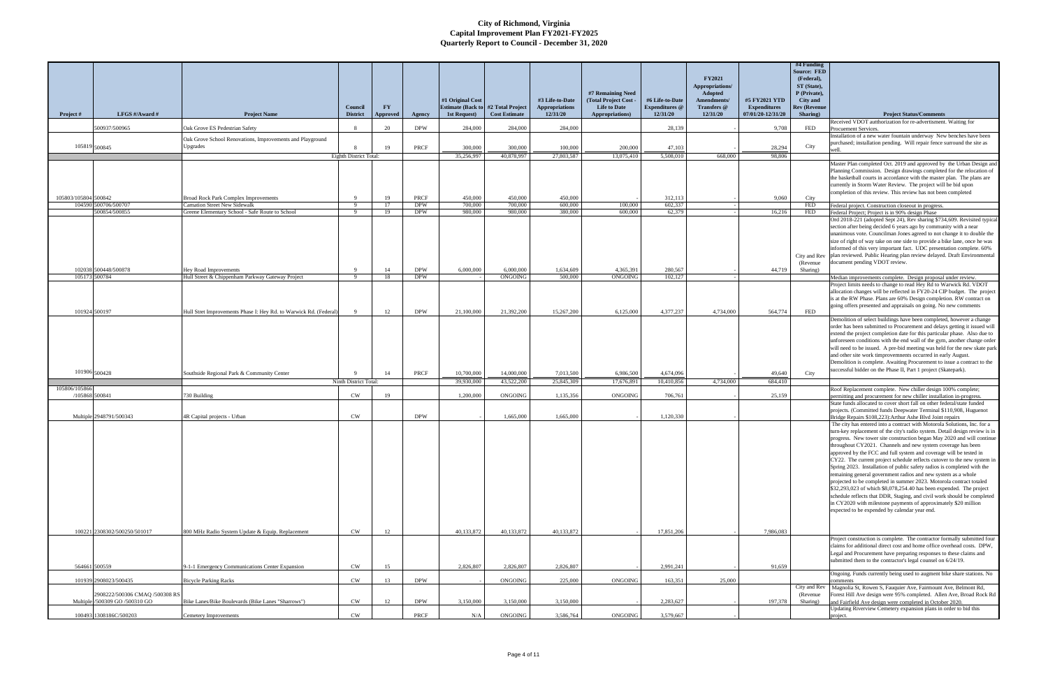# City of Richmond, Virginia
## Capital Improvement Plan FY2021-FY2025
## Quarterly Report to Council - December 31, 2020

| Project # | LFGS #/Award # | Project Name | Council District | FY Approved | Agency | #1 Original Cost Estimate (Back to 1st Request) | #2 Total Project Cost Estimate | #3 Life-to-Date Appropriations 12/31/20 | #7 Remaining Need (Total Project Cost - Life to Date Appropriations) | #6 Life-to-Date Expenditures @ 12/31/20 | FY2021 Appropriations/ Adopted Amendments/ Transfers @ 12/31/20 | #5 FY2021 YTD Expenditures 07/01/20-12/31/20 | #4 Funding Source: FED (Federal), ST (State), P (Private), City and Rev (Revenue Sharing) | Project Status/Comments |
|---|---|---|---|---|---|---|---|---|---|---|---|---|---|---|
| | 500937/500965 | Oak Grove ES Pedestrian Safety | 8 | 20 | DPW | 284,000 | 284,000 | 284,000 | | 28,139 | | 9,708 | FED | Received VDOT authorization for re-advertisment. Waiting for Procuement Services. |
| 105819 | 500845 | Oak Grove School Renovations, Improvements and Playground Upgrades | 8 | 19 | PRCF | 300,000 | 300,000 | 100,000 | 200,000 | 47,103 | | 28,294 | City | Installation of a new water fountain underway New benches have been purchased; installation pending. Will repair fence surround the site as well. |
| | | | Eighth District Total: | | | 35,256,997 | 40,878,997 | 27,803,587 | 13,075,410 | 5,508,010 | 668,000 | 98,806 | | |
| 105803/105804 | 500842 | Broad Rock Park Complex Improvements | 9 | 19 | PRCF | 450,000 | 450,000 | 450,000 | - | 312,113 | - | 9,060 | City | Master Plan completed Oct. 2019 and approved by the Urban Design and Planning Commission. Design drawings completed for the relocation of the basketball courts in accordance with the master plan. The plans are currently in Storm Water Review. The project will be bid upon completion of this review. This review has not been completed |
| 104590 | 500706/500707 | Carnation Street New Sidewalk | 9 | 17 | DPW | 700,000 | 700,000 | 600,000 | 100,000 | 602,337 | - | | FED | Federal project. Construction closeout in progress. |
| | 500854/500855 | Greene Elementary School - Safe Route to School | 9 | 19 | DPW | 980,000 | 980,000 | 380,000 | 600,000 | 62,379 | - | 16,216 | FED | Federal Project; Project is in 90% design Phase |
| 102038 | 500448/500878 | Hey Road Improvements | 9 | 14 | DPW | 6,000,000 | 6,000,000 | 1,634,609 | 4,365,391 | 280,567 | - | 44,719 | City and Rev (Revenue Sharing) | Ord 2018-221 (adopted Sept 24), Rev sharing $734,609. Revisited typical section after being decided 6 years ago by community with a near unanimous vote. Councilman Jones agreed to not change it to double the size of right of way take on one side to provide a bike lane, once he was informed of this very important fact. UDC presentation complete. 60% plan reviewed. Public Hearing plan review delayed. Draft Environmental document pending VDOT review. |
| 105173 | 500784 | Hull Street & Chippenham Parkway Gateway Project | 9 | 18 | DPW | - | ONGOING | 500,000 | ONGOING | 102,127 | - | | | Median improvements complete. Design proposal under review. |
| 101924 | 500197 | Hull Stret Improvements Phase I: Hey Rd. to Warwick Rd. (Federal) | 9 | 12 | DPW | 21,100,000 | 21,392,200 | 15,267,200 | 6,125,000 | 4,377,237 | 4,734,000 | 564,774 | FED | Project limits needs to change to read Hey Rd to Warwick Rd. VDOT allocation changes will be reflected in FY20-24 CIP budget. The project is at the RW Phase. Plans are 60% Design completion. RW contract on going offers presented and appraisals on going. No new comments |
| 101906 | 500428 | Southside Regional Park & Community Center | 9 | 14 | PRCF | 10,700,000 | 14,000,000 | 7,013,500 | 6,986,500 | 4,674,096 | | 49,640 | City | Demolition of select buildings have been completed, however a change order has been submitted to Procurement and delays getting it issued will extend the project completion date for this particular phase. Also due to unforeseen conditions with the end wall of the gym, another change order will need to be issued. A pre-bid meeting was held for the new skate park and other site work timprovements occurred in early August. Demolition is complete. Awaiting Procurement to issue a contract to the successful bidder on the Phase II, Part 1 project (Skatepark). |
| | | | Ninth District Total: | | | 39,930,000 | 43,522,200 | 25,845,309 | 17,676,891 | 10,410,856 | 4,734,000 | 684,410 | | |
| 105806/105866 /105868 | 500841 | 730 Building | CW | 19 | | 1,200,000 | ONGOING | 1,135,356 | ONGOING | 706,761 | | 25,159 | | Roof Replacement complete. New chiller design 100% complete; permitting and procurement for new chiller installation in-progress. |
| Multiple | 2948791/500343 | 4R Capital projects - Urban | CW | | DPW | - | 1,665,000 | 1,665,000 | | 1,120,330 | - | | | State funds allocated to cover short fall on other federal/state funded projects. (Committed funds Deepwater Terminal $110,908, Huguenot Bridge Repairs $108,223):Arthur Ashe Blvd Joint repairs |
| 100221 | 2308302/500250/501017 | 800 MHz Radio System Update & Equip. Replacement | CW | 12 | | 40,133,872 | 40,133,872 | 40,133,872 | - | 17,851,206 | - | 7,986,083 | | The city has entered into a contract with Motorola Solutions, Inc. for a turn-key replacement of the city's radio system. Detail design review is in progress. New tower site construction began May 2020 and will continue throughout CY2021. Channels and new system coverage has been approved by the FCC and full system and coverage will be tested in CY22. The current project schedule reflects cutover to the new system in Spring 2023. Installation of public safety radios is completed with the remaining general government radios and new system as a whole projected to be completed in summer 2023. Motorola contract totaled $32,293,023 of which $8,078,254.40 has been expended. The project schedule reflects that DDR, Staging, and civil work should be completed in CY2020 with milestone payments of approximately $20 million expected to be expended by calendar year end. |
| 564661 | 500559 | 9-1-1 Emergency Communications Center Expansion | CW | 15 | | 2,826,807 | 2,826,807 | 2,826,807 | - | 2,991,241 | - | 91,659 | | Project construction is complete. The contractor formally submitted four claims for additional direct cost and home office overhead costs. DPW, Legal and Procurement have preparing responses to these claims and submitted them to the contractor's legal counsel on 6/24/19. |
| 101939 | 2908023/500435 | Bicycle Parking Racks | CW | 13 | DPW | - | ONGOING | 225,000 | ONGOING | 163,351 | 25,000 | | | Ongoing. Funds currently being used to augment bike share stations. No comments |
| Multiple | 2908222/500306 CMAQ /500308 RS /500309 GO /500310 GO | Bike Lanes/Bike Boulevards (Bike Lanes "Sharrows") | CW | 12 | DPW | 3,150,000 | 3,150,000 | 3,150,000 | - | 2,283,627 | - | 197,378 | City and Rev (Revenue Sharing) | Magnolia St, Rowen S, Fauquier Ave, Fairmount Ave, Belmont Rd, Forest Hill Ave design were 95% completed. Allen Ave, Broad Rock Rd and Fairfield Ave design were completed in October 2020. |
| 100493 | 1308186C/500203 | Cemetery Improvements | CW | | PRCF | N/A | ONGOING | 3,586,764 | ONGOING | 3,579,667 | - | | | Updating Riverview Cemetery expansion plans in order to bid this project. |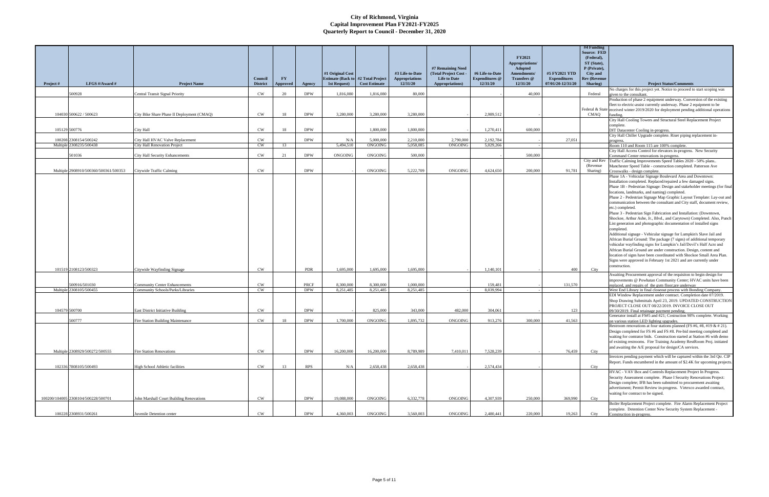# City of Richmond, Virginia
## Capital Improvement Plan FY2021-FY2025
## Quarterly Report to Council - December 31, 2020

| Project # | LFGS #/Award # | Project Name | Council District | FY Approved | Agency | #1 Original Cost Estimate (Back to 1st Request) | #2 Total Project Cost Estimate | #3 Life-to-Date Appropriations 12/31/20 | #7 Remaining Need (Total Project Cost - Life to Date Appropriations) | #6 Life-to-Date Expenditures @ 12/31/20 | FY2021 Appropriations/ Adopted Amendments/ Transfers @ 12/31/20 | #5 FY2021 YTD Expenditures 07/01/20-12/31/20 | #4 Funding Source: FED (Federal), ST (State), P (Private), City and Rev (Revenue Sharing) | Project Status/Comments |
|---|---|---|---|---|---|---|---|---|---|---|---|---|---|---|
| | 500928 | Central Transit Signal Priority | CW | 20 | DPW | 1,816,080 | 1,816,080 | 80,000 | | - | 40,000 | | Federal | No charges for this project yet. Notice to proceed to start scoping was given to the consultant. |
| 104030 | 500622 / 500623 | City Bike Share Phase II Deployment (CMAQ) | CW | 18 | DPW | 3,280,000 | 3,280,000 | 3,280,000 | - | 2,989,512 | - | | Federal & State CMAQ | Production of phase 2 equipment underway. Conversion of the existing fleet to electric-assist currently underway. Phase 2 equipment to be received winter 2019/2020 for deployment pending additional operations funding. |
| 105129 | 500776 | City Hall | CW | 18 | DPW | | 1,800,000 | 1,800,000 | | 1,270,411 | 600,000 | | | City Hall Cooling Towers and Structural Steel Replacement Project complete. DIT Datacenter Cooling in-progress. |
| 100208 | 2308154/500242 | City Hall HVAC Valve Replacement | CW | | DPW | N/A | 5,000,000 | 2,210,000 | 2,790,000 | 2,192,784 | - | 27,051 | | City Hall Chiller Upgrade complete. Riser piping replacement in-progress. |
| Multiple | 2308235/500438 | City Hall Renovation Project | CW | 13 | | 5,494,510 | ONGOING | 5,058,085 | ONGOING | 5,029,266 | - | | | Room 110 and Room 115 are 100% complete. |
| | 501036 | City Hall Security Enhancements | CW | 21 | DPW | ONGOING | ONGOING | 500,000 | | - | 500,000 | | | City Hall Access Control for elevators in-progress. New Security Command Center renovations in-progress. |
| Multiple | 2908910/500360/500361/500353 | Citywide Traffic Calming | CW | | DPW | - | ONGOING | 5,222,709 | ONGOING | 4,624,650 | 200,000 | 91,781 | City and Rev (Revenue Sharing) | Traffic Calming Improvements Speed Tables 2020 - 50% plans.. Manchester Speed Table - construction completed. Patterson Ave Crosswalks - design complete. |
| 101519 | 2108123/500323 | Citywide Wayfinding Signage | CW | | PDR | 1,695,000 | 1,695,000 | 1,695,000 | - | 1,140,101 | - | 400 | City | Phase 1A - Vehicular Signage Boulevard Area and Downtown: Installation completed. Replaced/repaired a few damaged signs. Phase 1B - Pedestrian Signage: Design and stakeholder meetings (for final locations, landmarks, and naming) completed. Phase 2 - Pedestrian Signage Map Graphic Layout Template: Lay-out and communication between the consultant and City staff, document review, etc.) completed. Phase 3 - Pedestrian Sign Fabrication and Installation: (Downtown, Shockoe, Arthur Ashe, Jr., Blvd., and Carytown) Completed. Also, Punch List generation and photographic documentation of installed signs completed. Additional signage - Vehicular signage for Lumpkin's Slave Jail and African Burial Ground: The package (7 signs) of additional temporary vehicular wayfinding signs for Lumpkin's Jail/Devil's Half Acre and African Burial Ground are under construction. Design, content and location of signs have been coordinated with Shockoe Small Area Plan. Signs were approved in February 1st 2021 and are currently under construction. |
| | 500916/501030 | Community Center Enhancements | CW | | PRCF | 8,300,000 | 8,300,000 | 1,000,000 | | 159,481 | - | 131,570 | | Awaiting Procurement approval of the requisiton to begin design for improvements @ Powhatan Community Center; HVAC units have been replaced, and repairs of the gym floor;are underway |
| Multiple | 2308105/500455 | Community Schools/Parks/Libraries | CW | | DPW | 8,251,485 | 8,251,485 | 8,251,485 | - | 8,039,994 | - | | | West End Library in final closeout process with Bonding Company. |
| 104579 | 500700 | East District Initiative Building | CW | | DPW | - | 825,000 | 343,000 | 482,000 | 304,061 | - | 123 | | EDI Window Replacement under contract. Completion date 07/2019. Shop Drawing Submittals April 23, 2019. UPDATED CONSTRUCTION PROJECT CLOSE OUT 08/22/2019. INVOICE CLOSE OUT 09/30/2019. Final retainage payment pending. |
| | 500777 | Fire Station Building Maintenance | CW | 18 | DPW | 1,700,000 | ONGOING | 1,895,732 | ONGOING | 913,276 | 300,000 | 41,563 | | Generator install at FS#5 and #21; Costruction 98% complete. Working on various station LED lighting upgrades. |
| Multiple | 2308929/500272/500555 | Fire Station Renovations | CW | | DPW | 16,200,000 | 16,200,000 | 8,789,989 | 7,410,011 | 7,528,239 | - | 76,459 | City | Restroom renovations at four stations planned (FS #6, #8, #19 & # 21). Design completed for FS #6 and FS #8. Pre-bid meeting completed and waiting for contrator bids. Construction started at Station #6 with demo of existing restrooms. Fire Training Academy RestRoom Proj. initiated and awaiting the A/E proposal for design/CA services. |
| 102336 | 7808105/500493 | High School Athletic facilities | CW | 13 | RPS | N/A | 2,658,438 | 2,658,438 | - | 2,574,434 | - | | City | Invoices pending payment which will be captured within the 3rd Qtr. CIP Report. Funds encumbered in the amount of $2.4K for upcoming projects. |
| 100200/104005 | 2308104/500228/500701 | John Marshall Court Building Renovations | CW | | DPW | 19,088,000 | ONGOING | 6,332,778 | ONGOING | 4,307,939 | 250,000 | 369,990 | City | HVAC - VAV Box and Controls Replacement Project In Progress. Security Assessment complete. Phase I Security Renovations Project: Design complete; IFB has been submitted to procurement awaiting advertisment; Permit Review in-progress. Virtexco awarded contract, waiting for contract to be signed. |
| 100228 | 2308931/500261 | Juvenile Detention center | CW | | DPW | 4,360,003 | ONGOING | 3,560,003 | ONGOING | 2,480,441 | 220,000 | 19,263 | City | Boiler Replacement Project complete. Fire Alarm Replacement Project complete. Detention Center New Security System Replacement - Construction in-progress. |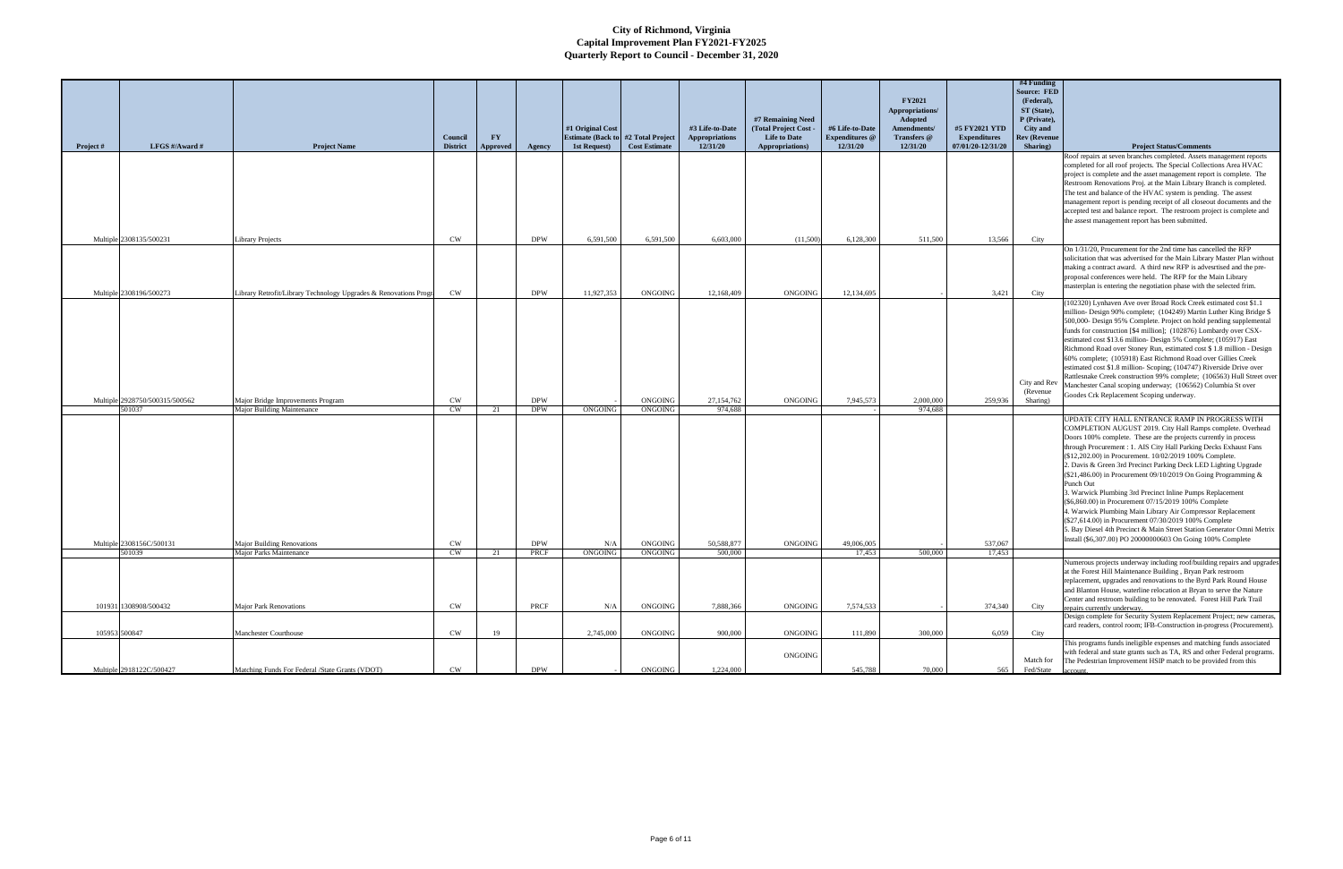# City of Richmond, Virginia
## Capital Improvement Plan FY2021-FY2025
### Quarterly Report to Council - December 31, 2020

| Project # | LFGS #/Award # | Project Name | Council District | FY Approved | Agency | #1 Original Cost Estimate (Back to 1st Request) | #2 Total Project Cost Estimate | #3 Life-to-Date Appropriations 12/31/20 | #7 Remaining Need (Total Project Cost - Life to Date Appropriations) | #6 Life-to-Date Expenditures @ 12/31/20 | FY2021 Appropriations/ Adopted Amendments/ Transfers @ 12/31/20 | #5 FY2021 YTD Expenditures 07/01/20-12/31/20 | #4 Funding Source: FED (Federal), ST (State), P (Private), City and Rev (Revenue Sharing) | Project Status/Comments |
|---|---|---|---|---|---|---|---|---|---|---|---|---|---|---|
| Multiple | 2308135/500231 | Library Projects | CW | | DPW | 6,591,500 | 6,591,500 | 6,603,000 | (11,500) | 6,128,300 | 511,500 | 13,566 | City | Roof repairs at seven branches completed. Assets management reports completed for all roof projects. The Special Collections Area HVAC project is complete and the asset management report is complete. The Restroom Renovations Proj. at the Main Library Branch is completed. The test and balance of the HVAC system is pending. The assest management report is pending receipt of all closeout documents and the accepted test and balance report. The restroom project is complete and the assest management report has been submitted. |
| Multiple | 2308196/500273 | Library Retrofit/Library Technology Upgrades & Renovations Progr | CW | | DPW | 11,927,353 | ONGOING | 12,168,409 | ONGOING | 12,134,695 | | 3,421 | City | On 1/31/20, Procurement for the 2nd time has cancelled the RFP solicitation that was advertised for the Main Library Master Plan without making a contract award. A third new RFP is advesrtised and the pre-proposal conferences were held. The RFP for the Main Library masterplan is entering the negotiation phase with the selected frim. |
| Multiple | 2928750/500315/500562 | Major Bridge Improvements Program | CW | | DPW | - | ONGOING | 27,154,762 | ONGOING | 7,945,573 | 2,000,000 | 259,936 | City and Rev (Revenue Sharing) | (102320) Lynhaven Ave over Broad Rock Creek estimated cost $1.1 million- Design 90% complete; (104249) Martin Luther King Bridge $ 500,000- Design 95% Complete. Project on hold pending supplemental funds for construction [$4 million]; (102876) Lombardy over CSX- estimated cost $13.6 million- Design 5% Complete; (105917) East Richmond Road over Stoney Run, estimated cost $ 1.8 million - Design 60% complete; (105918) East Richmond Road over Gillies Creek estimated cost $1.8 million- Scoping; (104747) Riverside Drive over Rattlesnake Creek construction 99% complete; (106563) Hull Street over Manchester Canal scoping underway; (106562) Columbia St over Goodes Crk Replacement Scoping underway. |
| | 501037 | Major Building Maintenance | CW | 21 | DPW | ONGOING | ONGOING | 974,688 | | - | 974,688 | | | |
| Multiple | 2308156C/500131 | Major Building Renovations | CW | | DPW | N/A | ONGOING | 50,588,877 | ONGOING | 49,006,005 | - | 537,067 | | UPDATE CITY HALL ENTRANCE RAMP IN PROGRESS WITH COMPLETION AUGUST 2019. City Hall Ramps complete. Overhead Doors 100% complete. These are the projects currently in process through Procurement : 1. AIS City Hall Parking Decks Exhaust Fans ($12,202.00) in Procurement. 10/02/2019 100% Complete. 2. Davis & Green 3rd Precinct Parking Deck LED Lighting Upgrade ($21,486.00) in Procurement 09/10/2019 On Going Programming & Punch Out 3. Warwick Plumbing 3rd Precinct Inline Pumps Replacement ($6,860.00) in Procurement 07/15/2019 100% Complete 4. Warwick Plumbing Main Library Air Compressor Replacement ($27,614.00) in Procurement 07/30/2019 100% Complete 5. Bay Diesel 4th Precinct & Main Street Station Generator Omni Metrix Install ($6,307.00) PO 20000000603 On Going 100% Complete |
| | 501039 | Major Parks Maintenance | CW | 21 | PRCF | ONGOING | ONGOING | 500,000 | | 17,453 | 500,000 | 17,453 | | |
| 101931 | 1308908/500432 | Major Park Renovations | CW | | PRCF | N/A | ONGOING | 7,888,366 | ONGOING | 7,574,533 | - | 374,340 | City | Numerous projects underway including roof/building repairs and upgrades at the Forest Hill Maintenance Building , Bryan Park restroom replacement, upgrades and renovations to the Byrd Park Round House and Blanton House, waterline relocation at Bryan to serve the Nature Center and restroom building to be renovated. Forest Hill Park Trail repairs currently underway. |
| 105953 | 500847 | Manchester Courthouse | CW | 19 | | 2,745,000 | ONGOING | 900,000 | ONGOING | 111,890 | 300,000 | 6,059 | City | Design complete for Security System Replacement Project; new cameras, card readers, control room; IFB-Construction in-progress (Procurement). |
| Multiple | 2918122C/500427 | Matching Funds For Federal /State Grants (VDOT) | CW | | DPW | - | ONGOING | 1,224,000 | ONGOING | 545,788 | 70,000 | 565 | Match for Fed/State | This programs funds ineligible expenses and matching funds associated with federal and state grants such as TA, RS and other Federal programs. The Pedestrian Improvement HSIP match to be provided from this account. |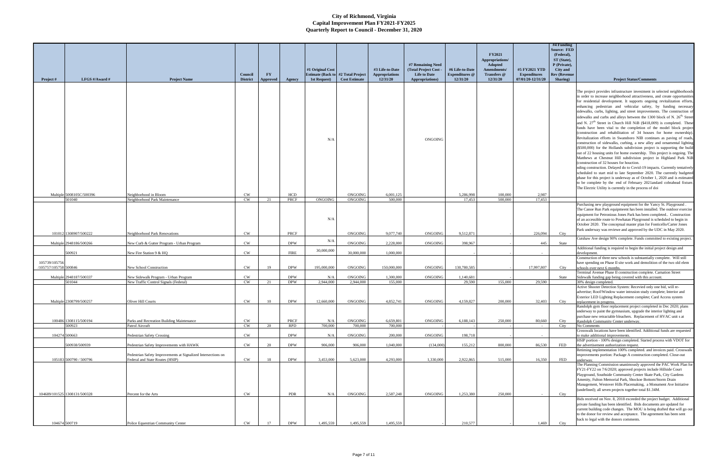# City of Richmond, Virginia
## Capital Improvement Plan FY2021-FY2025
## Quarterly Report to Council - December 31, 2020

| Project # | LFGS #/Award # | Project Name | Council District | FY Approved | Agency | #1 Original Cost Estimate (Back to 1st Request) | #2 Total Project Cost Estimate | #3 Life-to-Date Appropriations 12/31/20 | #7 Remaining Need (Total Project Cost - Life to Date Appropriations) | #6 Life-to-Date Expenditures @ 12/31/20 | FY2021 Appropriations/ Adopted Amendments/ Transfers @ 12/31/20 | #5 FY2021 YTD Expenditures 07/01/20-12/31/20 | #4 Funding Source: FED (Federal), ST (State), P (Private), City and Rev (Revenue Sharing) | Project Status/Comments |
|---|---|---|---|---|---|---|---|---|---|---|---|---|---|---|
| Multiple | 5008105C/500396 | Neighborhood in Bloom | CW | | HCD | N/A | ONGOING | 6,001,125 | ONGOING | 5,286,998 | 100,000 | 2,987 | | The project provides infrastructure investment in selected neighborhoods in order to increase neighborhood attractiveness, and create opportunities for residential development. It supports ongoing revitalization efforts, enhancing pedestrian and vehicular safety, by funding necessary sidewalks, curbs, lighting, and street improvements. The construction of sidewalks and curbs and alleys between the 1300 block of N. 26th Street and N. 27th Street in Church Hill NiB ($418,009) is completed. These funds have been vital to the completion of the model block project (construction and rehabilitation of 34 houses for home ownership). Revitalization efforts in Swansboro NIB continues as paving of roads, construction of sidewalks, curbing, a new alley and ornamental lighting ($500,000) for the Hollands subdivision project is supporting the build out of 22 housing units for home ownership. This project is ongoing. The Matthews at Chestnut Hill subdivision project in Highland Park NiB (construction of 32 houses for houction. nding construction. Delayed do to Covid-19 impacts. Currently tentatively scheduled to start mid to late September 2020. The currently budgeted phase for this project is underway as of October 1, 2020 and is estimated to be complete by the end of February 2021andard cobrahead fixture. The Electric Utility is currently in the process of doi |
| | 501040 | Neighborhood Park Maintenance | CW | 21 | PRCF | ONGOING | ONGOING | 500,000 | | 17,453 | 500,000 | 17,453 | | |
| 101012 | 1308907/500222 | Neighborhood Park Renovations | CW | | PRCF | N/A | ONGOING | 9,077,740 | ONGOING | 9,512,871 | | 226,094 | City | Purchasing new playground equipment for the Yancy St. Playground . The Canoe Run Park equipmeent has been installed. The outdoor exercise equipment for Petronious Jones Park has been completed.. Construction of an accessible route to Powhatan Playground is scheduled to begin in October 2020. The conceptual master plan for Fonticello/Carter Jones Park underway was reviewe and approved by the UDC in May 2020. |
| Multiple | 2948186/500266 | New Curb & Gutter Program - Urban Program | CW | | DPW | N/A | ONGOING | 2,228,000 | ONGOING | 398,967 | - | 445 | State | Cutshaw Ave design 90% complete. Funds committed to existing project. |
| | 500921 | New Fire Station 9 & HQ | CW | | FIRE | 30,000,000 | 30,000,000 | 1,000,000 | | - | - | - | | Additional funding is required to begin the initial project design and development. |
| 105739/105756 /105757/105758 | 500846 | New School Construction | CW | 19 | DPW | 195,000,000 | ONGOING | 150,000,000 | ONGOING | 130,780,585 | - | 17,997,807 | City | Construction of three new schools is substantially complete. Will still have spending on Phase II site work and demolition of the two old elem schools over next 6 months. |
| Multiple | 2948187/500337 | New Sidewalk Program - Urban Program | CW | | DPW | N/A | ONGOING | 1,300,000 | ONGOING | 1,140,681 | - | - | State | Terminal Avenue Phase II construction complete. Carnation Street Sidewalk funding gap being covered with this account. |
| | 501044 | New Traffic Control Signals (Federal) | CW | 21 | DPW | 2,944,000 | 2,944,000 | 155,000 | | 29,590 | 155,000 | 29,590 | | 30% design completed. |
| Multiple | 2308799/500257 | Oliver Hill Courts | CW | 10 | DPW | 12,660,000 | ONGOING | 4,852,741 | ONGOING | 4,159,827 | 200,000 | 32,403 | City | Active Shooter Detection System: Recevied only one bid, will re-advertise; Roof/Window water intrusion study complete; Interior and Exterior LED Lighting Replacement complete; Card Access system replacement in progress. |
| 100486 | 1308115/500194 | Parks and Recreation Building Maintenance | CW | | PRCF | N/A | ONGOING | 6,659,801 | ONGOING | 6,188,143 | 250,000 | 80,660 | City | Randolph gym floor replacement project completed in Dec 2020; plans underway to paint the gymnasium, upgrade the interior lighting and purchase new retractable bleachers. Replacement of HVAC unit s at Randolph Community Center underway. |
| | 500923 | Patrol Aircraft | CW | 20 | RPD | 700,000 | 700,000 | 700,000 | - | - | - | - | City | No Comments |
| 104274 | 500663 | Pedestrian Safety Crossing | CW | | DPW | N/A | ONGOING | 200,000 | ONGOING | 198,718 | - | - | | Crosswalk locations have been identified. Additional funds are requested to make additional improvements. |
| | 500938/500939 | Pedestrian Safety Improvements with HAWK | CW | 20 | DPW | 906,000 | 906,000 | 1,040,000 | (134,000) | 155,212 | 800,000 | 86,530 | FED | HSIP portion - 100% design completed. Started process with VDOT for the advertisement authorization request. |
| 105183 | 500790 / 500796 | Pedestrian Safety Improvements at Signalized Intersections on Federal and State Routes (HSIP) | CW | 18 | DPW | 3,453,000 | 5,623,000 | 4,293,000 | 1,330,000 | 2,922,865 | 515,000 | 16,350 | FED | Retiming implementation 100% completed. and invoices paid. Crosswalk improvements portion: Package A construction completed. Close-out underway. |
| 104689/101525 | 1308131/500328 | Percent for the Arts | CW | | PDR | N/A | ONGOING | 2,587,248 | ONGOING | 1,253,380 | 250,000 | - | City | The Planning Commission unanimously approved the PAC Work Plan for FY21-FY22 on 7/6/2020; approved projects include Hillside Court Playground, Southside Community Center Skate Park, City Gardens Amenity, Fulton Memorial Park, Shockoe Bottom/Storm Drain Management, Westover Hills Placemaking, a Monument Ave Initiative (undefined); all seven projects together total $1.34M. |
| 104674 | 500719 | Police Equestrian Community Center | CW | 17 | DPW | 1,495,559 | 1,495,559 | 1,495,559 | - | 210,577 | - | 1,469 | City | Bids received on Nov. 8, 2018 exceeded the project budget. Additional private funding has been identified. Bids documents are updated for current building code changes. The MOU is being drafted that will go out to the donor for review and acceptance. The agreement has been sent back to legal with the donors comments. |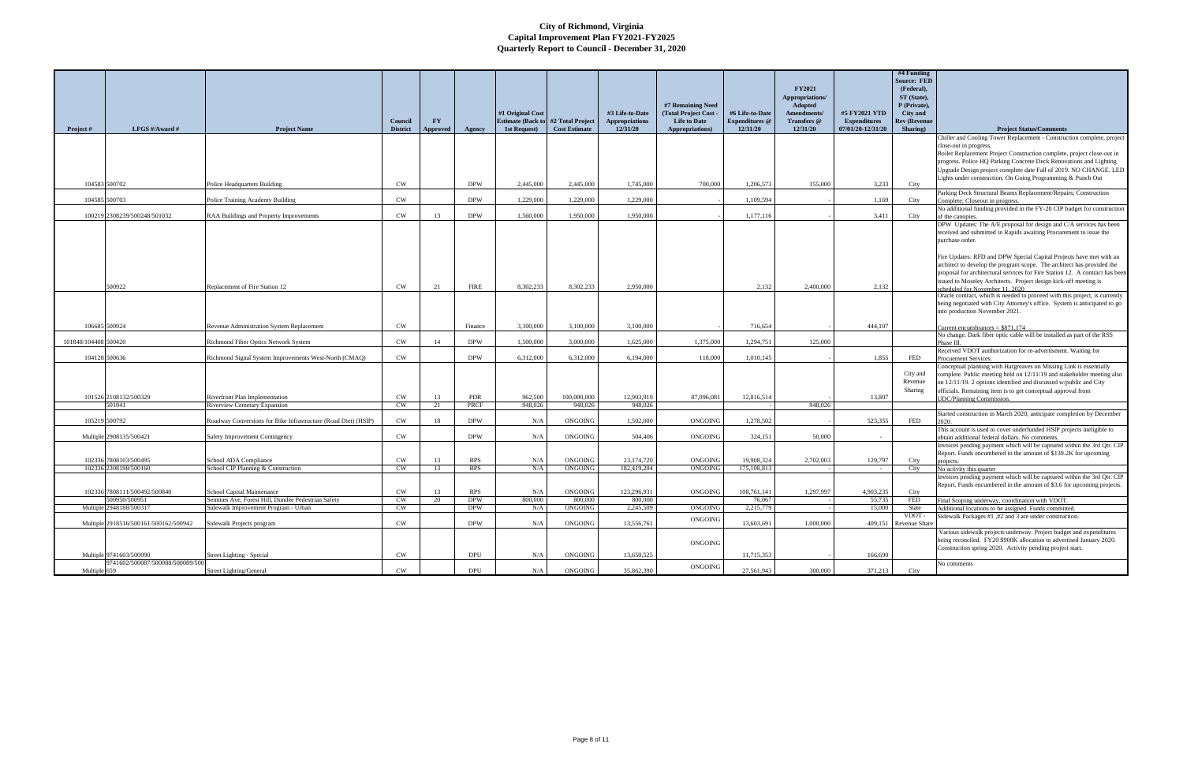# City of Richmond, Virginia
## Capital Improvement Plan FY2021-FY2025
## Quarterly Report to Council - December 31, 2020

| Project # | LFGS #/Award # | Project Name | Council District | FY Approved | Agency | #1 Original Cost Estimate (Back to 1st Request) | #2 Total Project Cost Estimate | #3 Life-to-Date Appropriations 12/31/20 | #7 Remaining Need (Total Project Cost - Life to Date Appropriations) | #6 Life-to-Date Expenditures @ 12/31/20 | FY2021 Appropriations/ Adopted Amendments/ Transfers @ 12/31/20 | #5 FY2021 YTD Expenditures 07/01/20-12/31/20 | #4 Funding Source: FED (Federal), ST (State), P (Private), City and Rev (Revenue Sharing) | Project Status/Comments |
|---|---|---|---|---|---|---|---|---|---|---|---|---|---|---|
| 104583 | 500702 | Police Headquarters Building | CW | | DPW | 2,445,000 | 2,445,000 | 1,745,000 | 700,000 | 1,206,573 | 155,000 | 3,233 | City | Chiller and Cooling Tower Replacement - Construction complete, project close-out in progress. Boiler Replacement Project Construction complete, project close-out in progress. Police HQ Parking Concrete Deck Renovations and Lighting Upgrade Design project complete date Fall of 2019. NO CHANGE. LED Lights under construction. On Going Programming & Punch Out |
| 104585 | 500703 | Police Training Academy Building | CW | | DPW | 1,229,000 | 1,229,000 | 1,229,000 | | 1,109,594 | | 1,169 | City | Parking Deck Structural Beams Replacement/Repairs; Construction Complete; Closeout in progress. |
| 100219 | 2308239/500248/501032 | RAA Buildings and Property Improvements | CW | 13 | DPW | 1,560,000 | 1,950,000 | 1,950,000 | - | 1,177,116 | - | 3,411 | City | No additional funding provided in the FY-20 CIP budget for construction of the canopies. |
| | 500922 | Replacement of Fire Station 12 | CW | 21 | FIRE | 8,302,233 | 8,302,233 | 2,950,000 | | 2,132 | 2,400,000 | 2,132 | | DPW Updates: The A/E proposal for design and C/A services has been received and submitted in Rapids awaiting Procurement to issue the purchase order. Fire Updates: RFD and DPW Special Capital Projects have met with an architect to develop the program scope. The architect has provided the proposal for architectural services for Fire Station 12. A contract has been issued to Moseley Architects. Project design kick-off meeting is scheduled for November 11, 2020 |
| 106685 | 500924 | Revenue Administration System Replacement | CW | | Finance | 3,100,000 | 3,100,000 | 3,100,000 | - | 716,654 | - | 444,107 | | Oracle contract, which is needed to proceed with this project, is currently being negotiated with City Attorney's office. System is anticipated to go into production November 2021. Current encumbrances = $871,174 |
| 101848/104408 | 500420 | Richmond Fiber Optics Network System | CW | 14 | DPW | 1,500,000 | 3,000,000 | 1,625,000 | 1,375,000 | 1,294,751 | 125,000 | | | No change. Dark fiber optic cable will be installed as part of the RSS Phase III. |
| 104128 | 500636 | Richmond Signal System Improvements West-North (CMAQ) | CW | | DPW | 6,312,000 | 6,312,000 | 6,194,000 | 118,000 | 1,010,145 | | 1,855 | FED | Received VDOT authorization for re-advertisement. Waiting for Procuement Services. |
| 101526 | 2108132/500329 | Riverfront Plan Implementation | CW | 13 | PDR | 962,500 | 100,000,000 | 12,903,919 | 87,096,081 | 12,816,514 | - | 13,807 | City and Revenue Sharing | Conceptual planning with Hargreaves on Missing Link is essentially complete. Public meeting held on 12/11/19 and stakeholder meeting also on 12/11/19. 2 options identified and discussed w/public and City officials. Remaining item is to get conceptual approval from UDC/Planning Commission. |
| | 501041 | Riverview Cemetary Expansion | CW | 21 | PRCF | 948,026 | 948,026 | 948,026 | | - | 948,026 | | | |
| 105219 | 500792 | Roadway Conversions for Bike Infrastructure (Road Diet) (HSIP) | CW | 18 | DPW | N/A | ONGOING | 1,502,000 | ONGOING | 1,278,502 | - | 523,355 | FED | Started construction in March 2020, anticipate completion by December 2020. |
| Multiple | 2908135/500421 | Safety Improvement Contingency | CW | | DPW | N/A | ONGOING | 504,406 | ONGOING | 324,151 | 50,000 | - | | This account is used to cover underfunded HSIP projects ineligible to obtain additional federal dollars. No comments. |
| 102336 | 7808103/500495 | School ADA Compliance | CW | 13 | RPS | N/A | ONGOING | 23,174,720 | ONGOING | 19,908,324 | 2,702,003 | 129,797 | City | Invoices pending payment which will be captured within the 3rd Qtr. CIP Report. Funds encumbered in the amount of $139.2K for upcoming projects. |
| 102336 | 2308198/500160 | School CIP Planning & Construction | CW | 13 | RPS | N/A | ONGOING | 182,419,204 | ONGOING | 175,108,813 | - | - | City | No activity this quarter |
| 102336 | 7808111/500492/500840 | School Capital Maintenance | CW | 13 | RPS | N/A | ONGOING | 123,296,931 | ONGOING | 108,761,141 | 1,297,997 | 4,903,235 | City | Invoices pending payment which will be captured within the 3rd Qtr. CIP Report. Funds encumbered in the amount of $3.6 for upcoming projects. |
| | 500950/500951 | Semmes Ave, Forest Hill, Dundee Pedestrian Safety | CW | 20 | DPW | 800,000 | 800,000 | 800,000 | | 76,067 | - | 55,735 | FED | Final Scoping underway, coordination with VDOT. |
| Multiple | 2948188/500317 | Sidewalk Improvement Program - Urban | CW | | DPW | N/A | ONGOING | 2,245,509 | ONGOING | 2,215,779 | - | 15,000 | State | Additional locations to be assigned. Funds committed. |
| Multiple | 2918516/500161/500162/500942 | Sidewalk Projects program | CW | | DPW | N/A | ONGOING | 13,556,761 | ONGOING | 13,603,691 | 1,000,000 | 409,151 | VDOT - Revenue Share | Sidewalk Packages #1 ,#2 and 3 are under construction. |
| Multiple | 9741603/500090 | Street Lighting - Special | CW | | DPU | N/A | ONGOING | 13,650,525 | ONGOING | 11,715,353 | - | 166,690 | | Various sidewalk projects underway. Project budget and expenditures being reconciled. FY20 $900K allocation to advertised January 2020. Construction spring 2020. Activity pending project start. |
| Multiple | 9741602/500087/500088/500089/500659 | Street Lighting/General | CW | | DPU | N/A | ONGOING | 35,862,390 | ONGOING | 27,561,943 | 300,000 | 371,213 | City | No comments |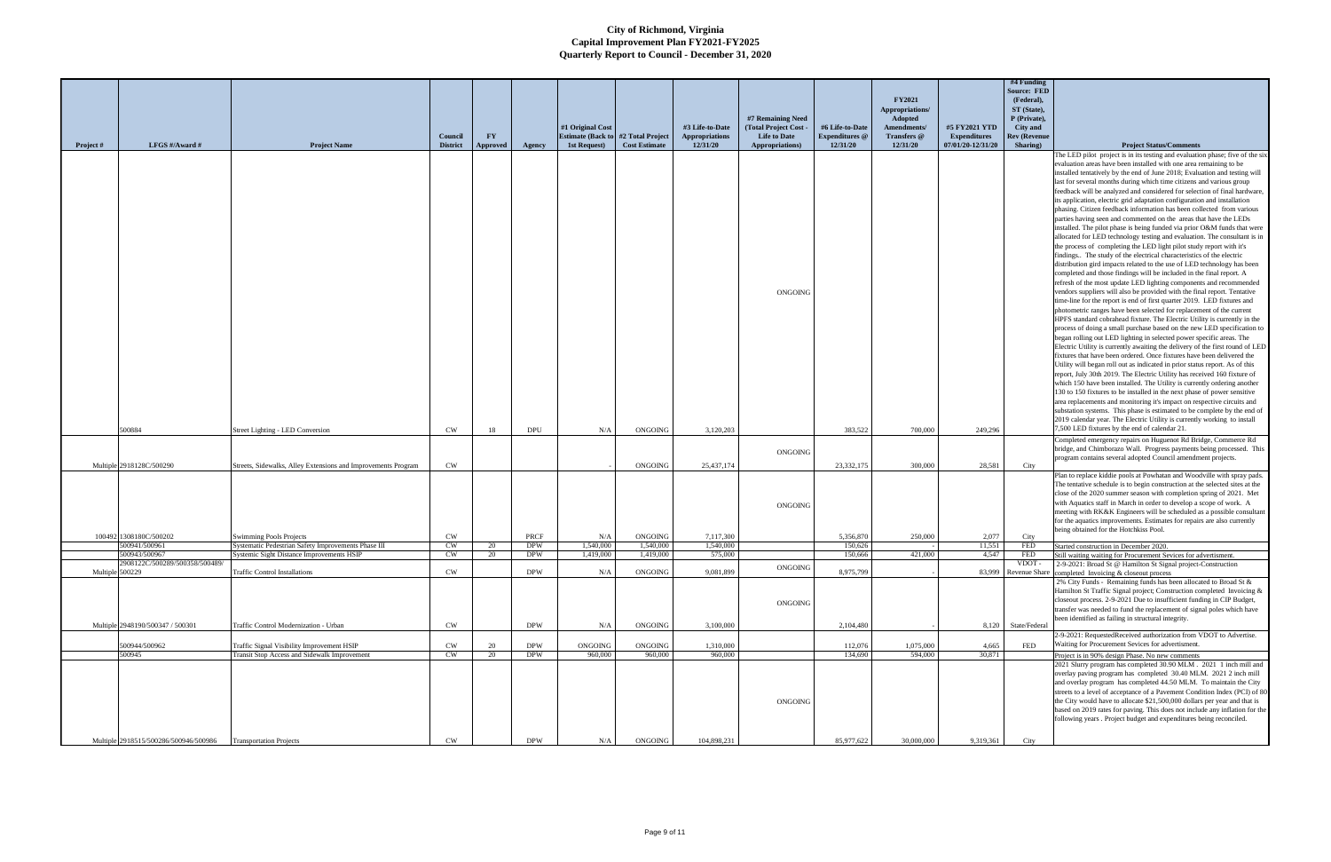# City of Richmond, Virginia
## Capital Improvement Plan FY2021-FY2025
### Quarterly Report to Council - December 31, 2020

| Project # | LFGS #/Award # | Project Name | Council District | FY Approved | Agency | #1 Original Cost Estimate (Back to 1st Request) | #2 Total Project Cost Estimate | #3 Life-to-Date Appropriations 12/31/20 | #7 Remaining Need (Total Project Cost - Life to Date Appropriations) | #6 Life-to-Date Expenditures @ 12/31/20 | FY2021 Appropriations/ Adopted Amendments/ Transfers @ 12/31/20 | #5 FY2021 YTD Expenditures 07/01/20-12/31/20 | #4 Funding Source: FED (Federal), ST (State), P (Private), City and Rev (Revenue Sharing) | Project Status/Comments |
|---|---|---|---|---|---|---|---|---|---|---|---|---|---|---|
| | 500884 | Street Lighting - LED Conversion | CW | 18 | DPU | N/A | ONGOING | 3,120,203 | ONGOING | 383,522 | 700,000 | 249,296 | | The LED pilot project is in its testing and evaluation phase; five of the six evaluation areas have been installed with one area remaining to be installed tentatively by the end of June 2018; Evaluation and testing will last for several months during which time citizens and various group feedback will be analyzed and considered for selection of final hardware, its application, electric grid adaptation configuration and installation phasing. Citizen feedback information has been collected from various parties having seen and commented on the areas that have the LEDs installed. The pilot phase is being funded via prior O&M funds that were allocated for LED technology testing and evaluation. The consultant is in the process of completing the LED light pilot study report with it's findings.. The study of the electrical characteristics of the electric distribution gird impacts related to the use of LED technology has been completed and those findings will be included in the final report. A refresh of the most update LED lighting components and recommended vendors suppliers will also be provided with the final report. Tentative time-line for the report is end of first quarter 2019. LED fixtures and photometric ranges have been selected for replacement of the current HPFS standard cobrahead fixture. The Electric Utility is currently in the process of doing a small purchase based on the new LED specification to began rolling out LED lighting in selected power specific areas. The Electric Utility is currently awaiting the delivery of the first round of LED fixtures that have been ordered. Once fixtures have been delivered the Utility will began roll out as indicated in prior status report. As of this report, July 30th 2019. The Electric Utility has received 160 fixture of which 150 have been installed. The Utility is currently ordering another 130 to 150 fixtures to be installed in the next phase of power sensitive area replacements and monitoring it's impact on respective circuits and substation systems. This phase is estimated to be complete by the end of 2019 calendar year. The Electric Utility is currently working to install 7,500 LED fixtures by the end of calendar 21. |
| Multiple | 2918128C/500290 | Streets, Sidewalks, Alley Extensions and Improvements Program | CW | | | - | ONGOING | 25,437,174 | ONGOING | 23,332,175 | 300,000 | 28,581 | City | Completed emergency repairs on Huguenot Rd Bridge, Commerce Rd bridge, and Chimborazo Wall. Progress payments being processed. This program contains several adopted Council amendment projects. |
| 100492 | 1308180C/500202 | Swimming Pools Projects | CW | | PRCF | N/A | ONGOING | 7,117,300 | ONGOING | 5,356,870 | 250,000 | 2,077 | City | Plan to replace kiddie pools at Powhatan and Woodville with spray pads. The tentative schedule is to begin construction at the selected sites at the close of the 2020 summer season with completion spring of 2021. Met with Aquatics staff in March in order to develop a scope of work. A meeting with RK&K Engineers will be scheduled as a possible consultant for the aquatics improvements. Estimates for repairs are also currently being obtained for the Hotchkiss Pool. |
| | 500941/500961 | Systematic Pedestrian Safety Improvements Phase III | CW | 20 | DPW | 1,540,000 | 1,540,000 | 1,540,000 | | 150,626 | - | 11,551 | FED | Started construction in December 2020. |
| | 500943/500967 | Systemic Sight Distance Improvements HSIP | CW | 20 | DPW | 1,419,000 | 1,419,000 | 575,000 | | 150,666 | 421,000 | 4,547 | FED | Still waiting waiting for Procurement Sevices for advertisment. |
| Multiple | 2908122C/500289/500358/500489/ 500229 | Traffic Control Installations | CW | | DPW | N/A | ONGOING | 9,081,899 | ONGOING | 8,975,799 | - | 83,999 | VDOT - Revenue Share | 2-9-2021: Broad St @ Hamilton St Signal project-Construction completed Invoicing & closeout process |
| Multiple | 2948190/500347 / 500301 | Traffic Control Modernization - Urban | CW | | DPW | N/A | ONGOING | 3,100,000 | ONGOING | 2,104,480 | - | 8,120 | State/Federal | 2% City Funds - Remaining funds has been allocated to Broad St & Hamilton St Traffic Signal project; Construction completed Invoicing & closeout process. 2-9-2021 Due to insufficient funding in CIP Budget, transfer was needed to fund the replacement of signal poles which have been identified as failing in structural integrity. |
| | 500944/500962 | Traffic Signal Visibility Improvement HSIP | CW | 20 | DPW | ONGOING | ONGOING | 1,310,000 | | 112,076 | 1,075,000 | 4,665 | FED | 2-9-2021: RequestedReceived authorization from VDOT to Advertise. Waiting for Procurement Sevices for advertisment. |
| | 500945 | Transit Stop Access and Sidewalk Improvement | CW | 20 | DPW | 960,000 | 960,000 | 960,000 | | 134,690 | 594,000 | 30,871 | | Project is in 90% design Phase. No new comments |
| Multiple | 2918515/500286/500946/500986 | Transportation Projects | CW | | DPW | N/A | ONGOING | 104,898,231 | ONGOING | 85,977,622 | 30,000,000 | 9,319,361 | City | 2021 Slurry program has completed 30.90 MLM . 2021 1 inch mill and overlay paving program has completed 30.40 MLM. 2021 2 inch mill and overlay program has completed 44.50 MLM. To maintain the City streets to a level of acceptance of a Pavement Condition Index (PCI) of 80 the City would have to allocate $21,500,000 dollars per year and that is based on 2019 rates for paving. This does not include any inflation for the following years . Project budget and expenditures being reconciled. |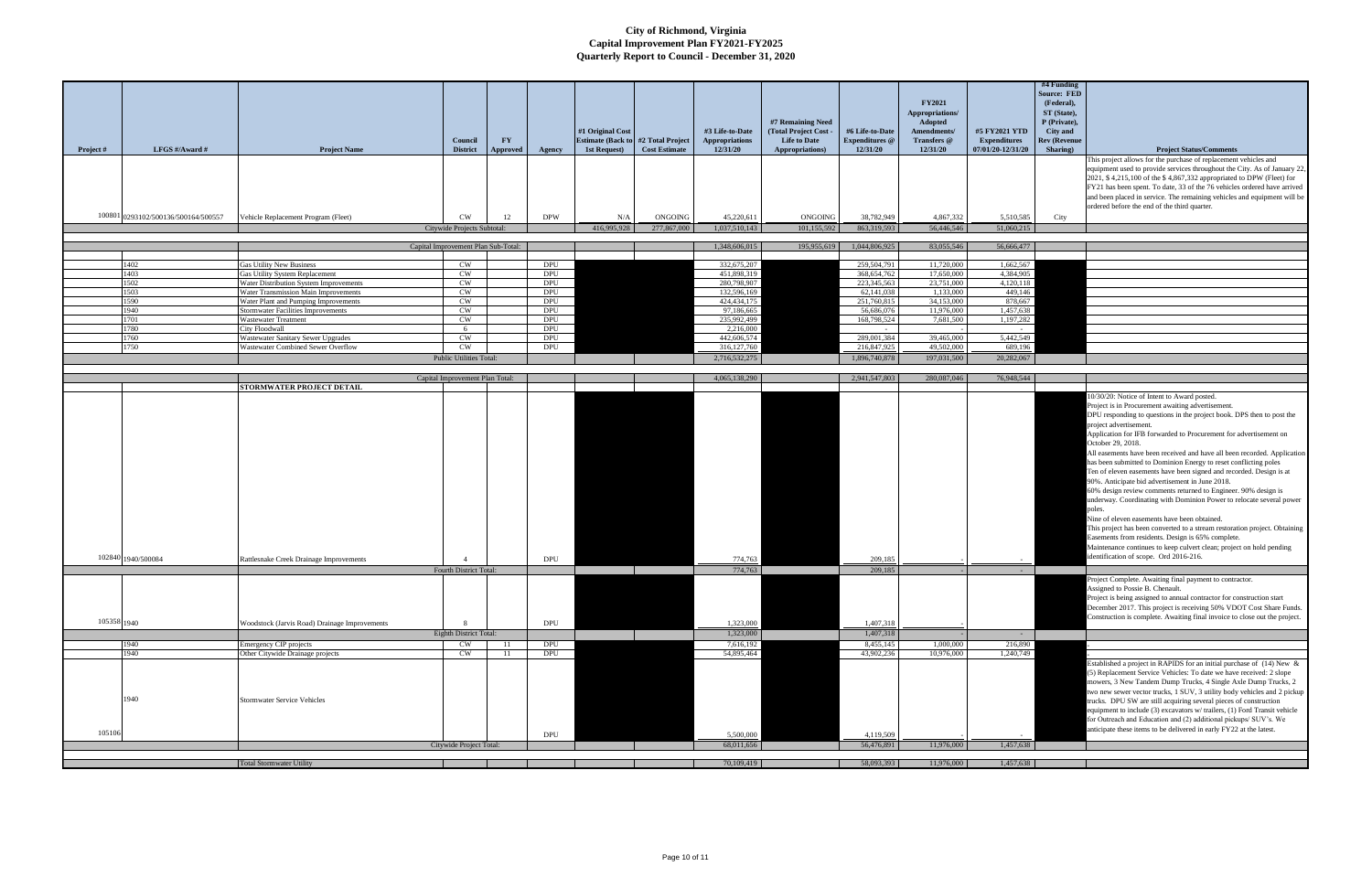# City of Richmond, Virginia
## Capital Improvement Plan FY2021-FY2025
## Quarterly Report to Council - December 31, 2020

| Project # | LFGS #/Award # | Project Name | Council District | FY Approved | Agency | #1 Original Cost Estimate (Back to 1st Request) | #2 Total Project Cost Estimate | #3 Life-to-Date Appropriations 12/31/20 | #7 Remaining Need (Total Project Cost - Life to Date Appropriations) | #6 Life-to-Date Expenditures @ 12/31/20 | FY2021 Appropriations/ Adopted Amendments/ Transfers @ 12/31/20 | #5 FY2021 YTD Expenditures 07/01/20-12/31/20 | #4 Funding Source: FED (Federal), ST (State), P (Private), City and Rev (Revenue Sharing) | Project Status/Comments |
|---|---|---|---|---|---|---|---|---|---|---|---|---|---|---|
| 100801 | 0293102/500136/500164/500557 | Vehicle Replacement Program (Fleet) | CW | 12 | DPW | N/A | ONGOING | 45,220,611 | ONGOING | 38,782,949 | 4,867,332 | 5,510,585 | City | This project allows for the purchase of replacement vehicles and equipment used to provide services throughout the City. As of January 22, 2021, $ 4,215,100 of the $ 4,867,332 appropriated to DPW (Fleet) for FY21 has been spent. To date, 33 of the 76 vehicles ordered have arrived and been placed in service. The remaining vehicles and equipment will be ordered before the end of the third quarter. |
| | | | Citywide Projects Subtotal: | | | 416,995,928 | 277,867,000 | 1,037,510,143 | 101,155,592 | 863,319,593 | 56,446,546 | 51,060,215 | | |
| | | | Capital Improvement Plan Sub-Total: | | | | | 1,348,606,015 | 195,955,619 | 1,044,806,925 | 83,055,546 | 56,666,477 | | |
| | 1402 | Gas Utility New Business | CW | | DPU | | | 332,675,207 | | 259,504,791 | 11,720,000 | 1,662,567 | | |
| | 1403 | Gas Utility System Replacement | CW | | DPU | | | 451,898,319 | | 368,654,762 | 17,650,000 | 4,384,905 | | |
| | 1502 | Water Distribution System Improvements | CW | | DPU | | | 280,798,907 | | 223,345,563 | 23,751,000 | 4,120,118 | | |
| | 1503 | Water Transmission Main Improvements | CW | | DPU | | | 132,596,169 | | 62,141,038 | 1,133,000 | 449,146 | | |
| | 1590 | Water Plant and Pumping Improvements | CW | | DPU | | | 424,434,175 | | 251,760,815 | 34,153,000 | 878,667 | | |
| | 1940 | Stormwater Facilities Improvements | CW | | DPU | | | 97,186,665 | | 56,686,076 | 11,976,000 | 1,457,638 | | |
| | 1701 | Wastewater Treatment | CW | | DPU | | | 235,992,499 | | 168,798,524 | 7,681,500 | 1,197,282 | | |
| | 1780 | City Floodwall | 6 | | DPU | | | 2,216,000 | | - | - | - | | |
| | 1760 | Wastewater Sanitary Sewer Upgrades | CW | | DPU | | | 442,606,574 | | 289,001,384 | 39,465,000 | 5,442,549 | | |
| | 1750 | Wastewater Combined Sewer Overflow | CW | | DPU | | | 316,127,760 | | 216,847,925 | 49,502,000 | 689,196 | | |
| | | | Public Utilities Total: | | | | | 2,716,532,275 | | 1,896,740,878 | 197,031,500 | 20,282,067 | | |
| | | | Capital Improvement Plan Total: | | | | | 4,065,138,290 | | 2,941,547,803 | 280,087,046 | 76,948,544 | | |
| | | **STORMWATER PROJECT DETAIL** | | | | | | | | | | | | |
| 102840 | 1940/500084 | Rattlesnake Creek Drainage Improvements | 4 | | DPU | | | 774,763 | | 209,185 | - | - | | 10/30/20: Notice of Intent to Award posted. Project is in Procurement awaiting advertisement. DPU responding to questions in the project book. DPS then to post the project advertisement. Application for IFB forwarded to Procurement for advertisement on October 29, 2018. All easements have been received and have all been recorded. Application has been submitted to Dominion Energy to reset conflicting poles Ten of eleven easements have been signed and recorded. Design is at 90%. Anticipate bid advertisement in June 2018. 60% design review comments returned to Engineer. 90% design is underway. Coordinating with Dominion Power to relocate several power poles. Nine of eleven easements have been obtained. This project has been converted to a stream restoration project. Obtaining Easements from residents. Design is 65% complete. Maintenance continues to keep culvert clean; project on hold pending identification of scope. Ord 2016-216. |
| | | | Fourth District Total: | | | | | 774,763 | | 209,185 | - | - | | |
| 105358 | 1940 | Woodstock (Jarvis Road) Drainage Improvements | 8 | | DPU | | | 1,323,000 | | 1,407,318 | - | | | Project Complete. Awaiting final payment to contractor. Assigned to Possie B. Chenault. Project is being assigned to annual contractor for construction start December 2017. This project is receiving 50% VDOT Cost Share Funds. Construction is complete. Awaiting final invoice to close out the project. |
| | | | Eighth District Total: | | | | | 1,323,000 | | 1,407,318 | - | - | | |
| | 1940 | Emergency CIP projects | CW | 11 | DPU | | | 7,616,192 | | 8,455,145 | 1,000,000 | 216,890 | | - |
| | 1940 | Other Citywide Drainage projects | CW | 11 | DPU | | | 54,895,464 | | 43,902,236 | 10,976,000 | 1,240,749 | | - |
| 105106 | 1940 | Stormwater Service Vehicles | | | DPU | | | 5,500,000 | | 4,119,509 | - | - | | Established a project in RAPIDS for an initial purchase of (14) New & (5) Replacement Service Vehicles: To date we have received: 2 slope mowers, 3 New Tandem Dump Trucks, 4 Single Axle Dump Trucks, 2 two new sewer vector trucks, 1 SUV, 3 utility body vehicles and 2 pickup trucks. DPU SW are still acquiring several pieces of construction equipment to include (3) excavators w/ trailers, (1) Ford Transit vehicle for Outreach and Education and (2) additional pickups/ SUV's. We anticipate these items to be delivered in early FY22 at the latest. |
| | | | Citywide Project Total: | | | | | 68,011,656 | | 56,476,891 | 11,976,000 | 1,457,638 | | |
| | | Total Stormwater Utility | | | | | | 70,109,419 | | 58,093,393 | 11,976,000 | 1,457,638 | | |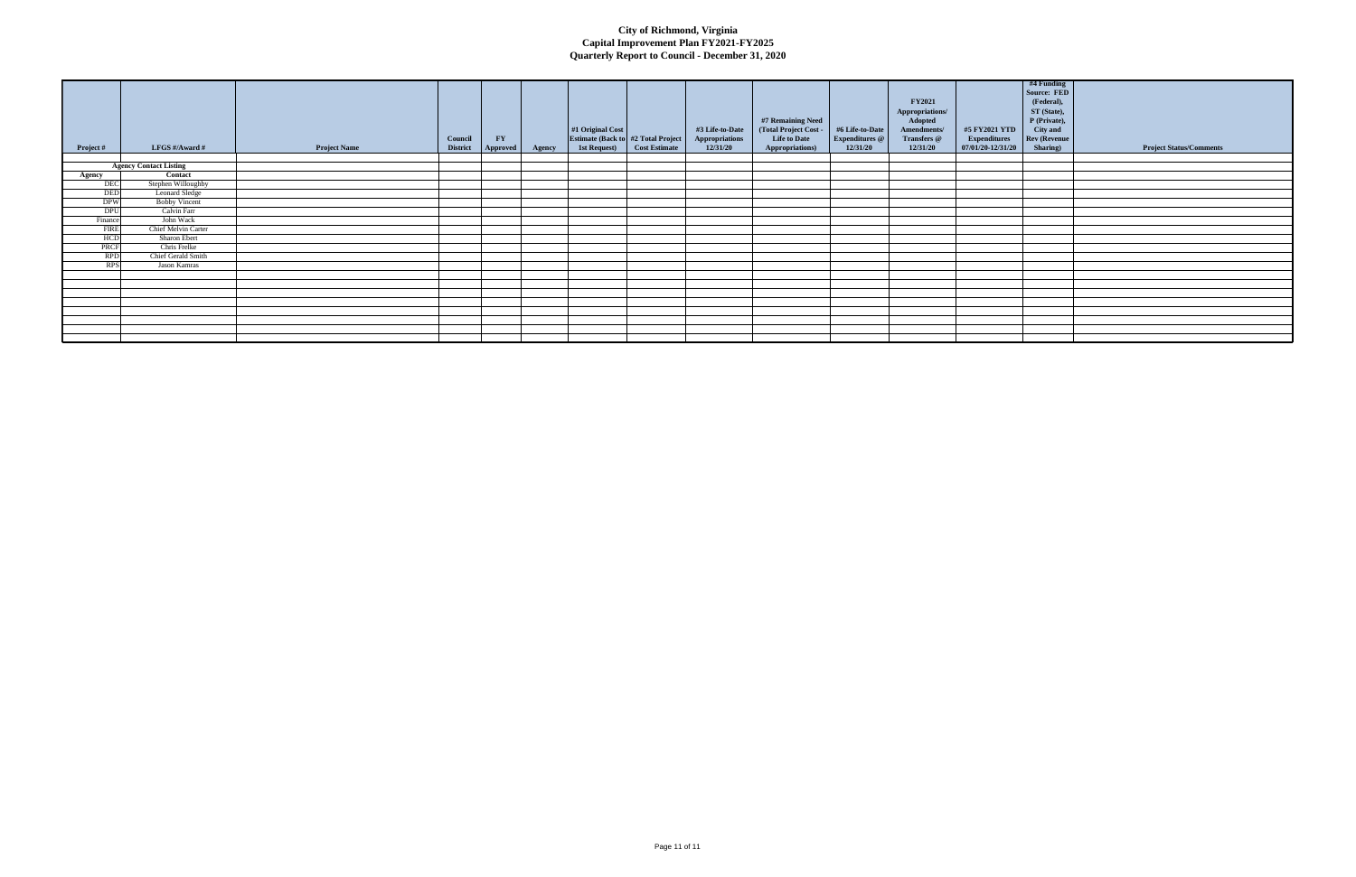# City of Richmond, Virginia
## Capital Improvement Plan FY2021-FY2025
## Quarterly Report to Council - December 31, 2020

| Project # | LFGS #/Award # | Project Name | Council District | FY Approved | Agency | #1 Original Cost Estimate (Back to 1st Request) | #2 Total Project Cost Estimate | #3 Life-to-Date Appropriations 12/31/20 | #7 Remaining Need (Total Project Cost - Life to Date Appropriations) | #6 Life-to-Date Expenditures @ 12/31/20 | FY2021 Appropriations/ Adopted Amendments/ Transfers @ 12/31/20 | #5 FY2021 YTD Expenditures 07/01/20-12/31/20 | #4 Funding Source: FED (Federal), ST (State), P (Private), City and Rev (Revenue Sharing) | Project Status/Comments |
|---|---|---|---|---|---|---|---|---|---|---|---|---|---|---|
| | **Agency Contact Listing** | | | | | | | | | | | | | |
| **Agency** | **Contact** | | | | | | | | | | | | | |
| DEC | Stephen Willoughby | | | | | | | | | | | | | |
| DED | Leonard Sledge | | | | | | | | | | | | | |
| DPW | Bobby Vincent | | | | | | | | | | | | | |
| DPU | Calvin Farr | | | | | | | | | | | | | |
| Finance | John Wack | | | | | | | | | | | | | |
| FIRE | Chief Melvin Carter | | | | | | | | | | | | | |
| HCD | Sharon Ebert | | | | | | | | | | | | | |
| PRCF | Chris Frelke | | | | | | | | | | | | | |
| RPD | Chief Gerald Smith | | | | | | | | | | | | | |
| RPS | Jason Kamras | | | | | | | | | | | | | |